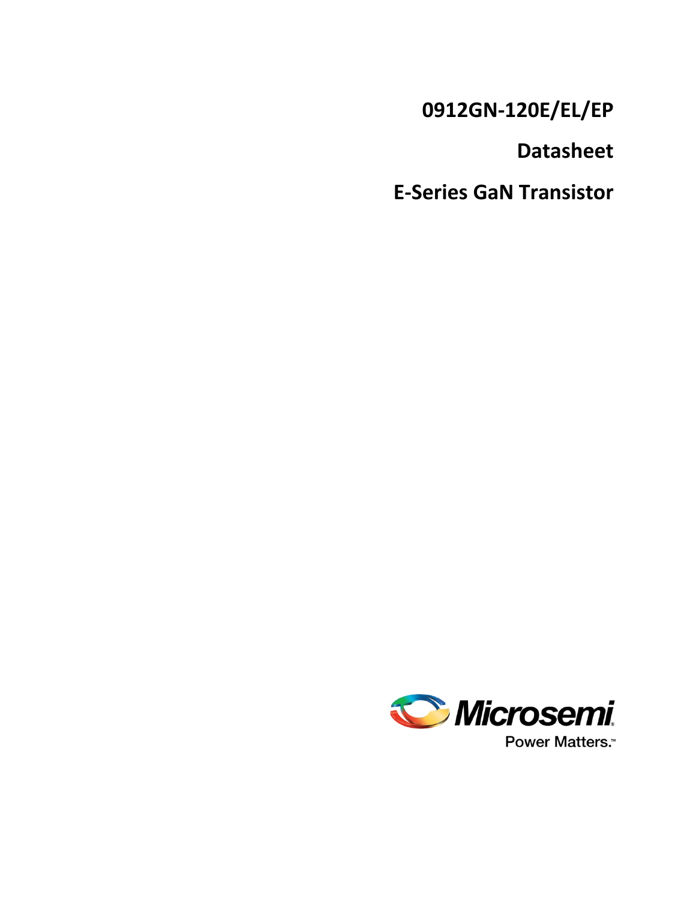# 0912GN-120E/EL/EP

# Datasheet

# E-Series GaN Transistor

Microsemi

Power Matters.™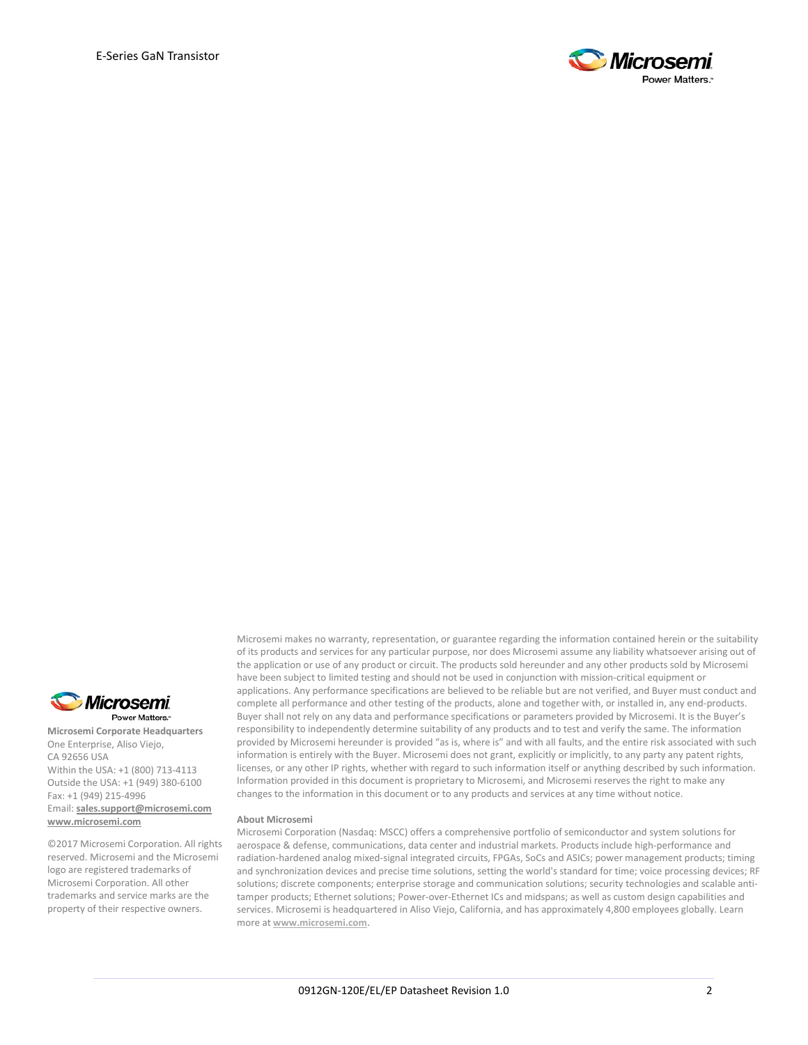**Microsemi Corporate Headquarters**
One Enterprise, Aliso Viejo,
CA 92656 USA
Within the USA: +1 (800) 713-4113
Outside the USA: +1 (949) 380-6100
Fax: +1 (949) 215-4996
Email: **sales.support@microsemi.com**
**www.microsemi.com**

©2017 Microsemi Corporation. All rights reserved. Microsemi and the Microsemi logo are registered trademarks of Microsemi Corporation. All other trademarks and service marks are the property of their respective owners.

Microsemi makes no warranty, representation, or guarantee regarding the information contained herein or the suitability of its products and services for any particular purpose, nor does Microsemi assume any liability whatsoever arising out of the application or use of any product or circuit. The products sold hereunder and any other products sold by Microsemi have been subject to limited testing and should not be used in conjunction with mission-critical equipment or applications. Any performance specifications are believed to be reliable but are not verified, and Buyer must conduct and complete all performance and other testing of the products, alone and together with, or installed in, any end-products. Buyer shall not rely on any data and performance specifications or parameters provided by Microsemi. It is the Buyer's responsibility to independently determine suitability of any products and to test and verify the same. The information provided by Microsemi hereunder is provided "as is, where is" and with all faults, and the entire risk associated with such information is entirely with the Buyer. Microsemi does not grant, explicitly or implicitly, to any party any patent rights, licenses, or any other IP rights, whether with regard to such information itself or anything described by such information. Information provided in this document is proprietary to Microsemi, and Microsemi reserves the right to make any changes to the information in this document or to any products and services at any time without notice.

**About Microsemi**

Microsemi Corporation (Nasdaq: MSCC) offers a comprehensive portfolio of semiconductor and system solutions for aerospace & defense, communications, data center and industrial markets. Products include high-performance and radiation-hardened analog mixed-signal integrated circuits, FPGAs, SoCs and ASICs; power management products; timing and synchronization devices and precise time solutions, setting the world's standard for time; voice processing devices; RF solutions; discrete components; enterprise storage and communication solutions; security technologies and scalable anti-tamper products; Ethernet solutions; Power-over-Ethernet ICs and midspans; as well as custom design capabilities and services. Microsemi is headquartered in Aliso Viejo, California, and has approximately 4,800 employees globally. Learn more at **www.microsemi.com**.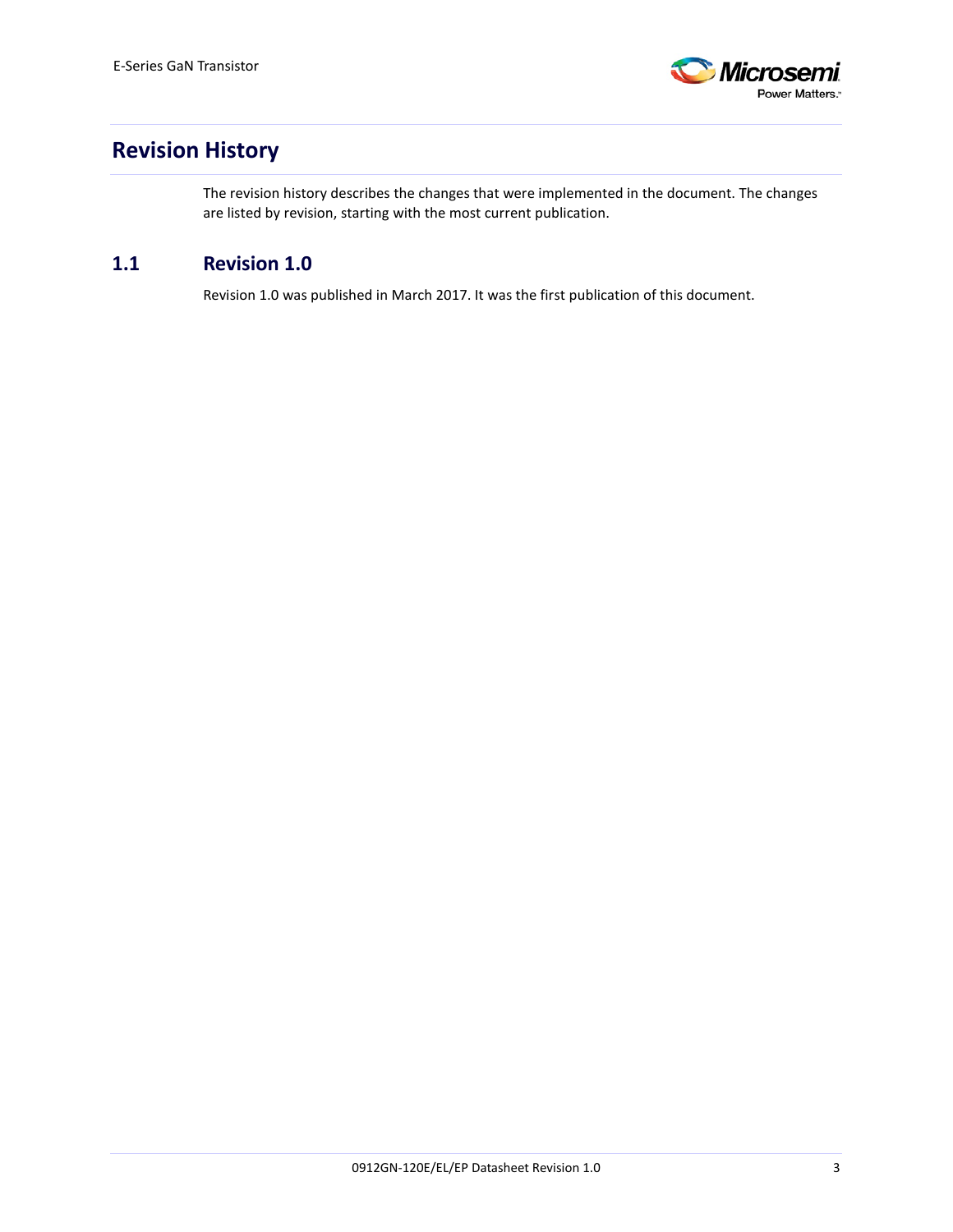# Revision History

The revision history describes the changes that were implemented in the document. The changes are listed by revision, starting with the most current publication.

## 1.1 Revision 1.0

Revision 1.0 was published in March 2017. It was the first publication of this document.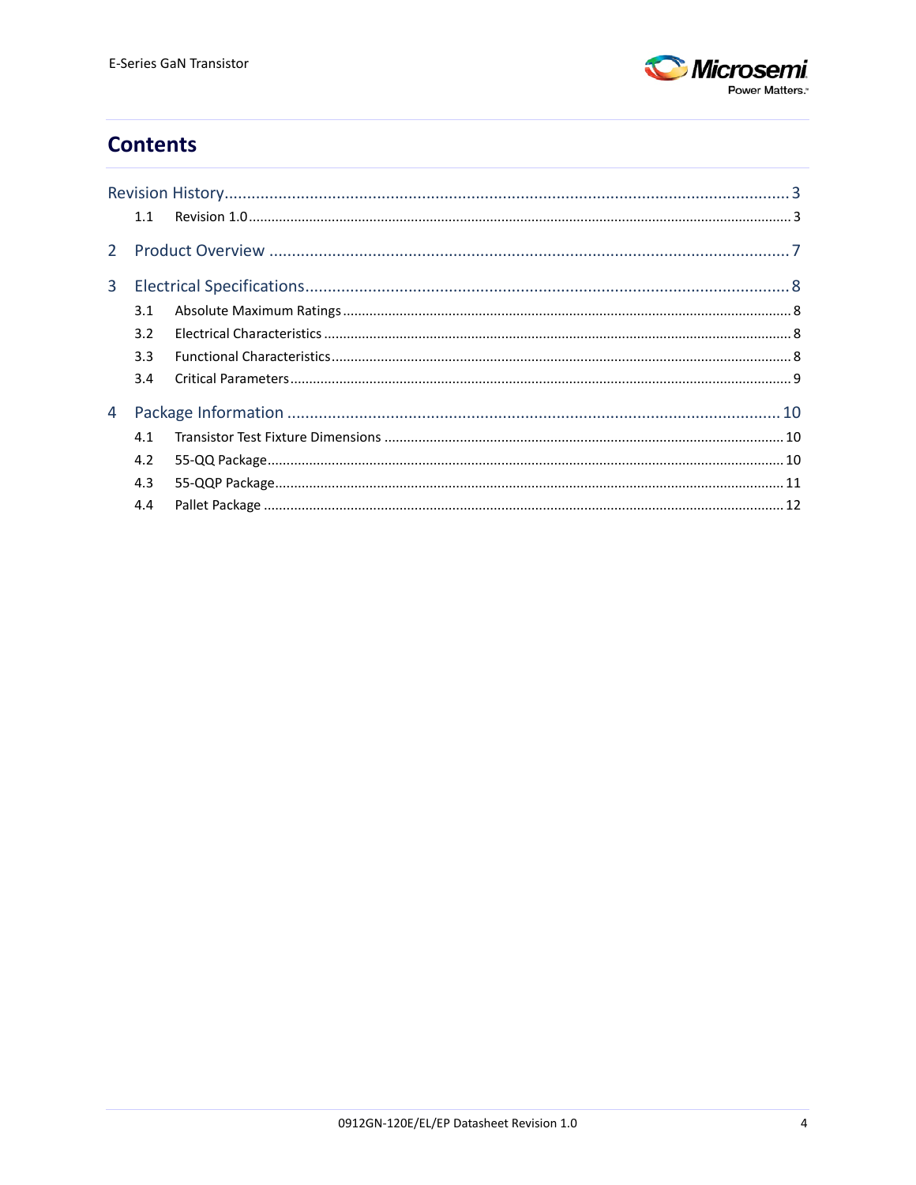# Contents

Revision History ........................................................................................................................ 3

1.1 Revision 1.0 ........................................................................................................................ 3

2 Product Overview ........................................................................................................................ 7

3 Electrical Specifications ........................................................................................................................ 8

3.1 Absolute Maximum Ratings ........................................................................................................................ 8

3.2 Electrical Characteristics ........................................................................................................................ 8

3.3 Functional Characteristics ........................................................................................................................ 8

3.4 Critical Parameters ........................................................................................................................ 9

4 Package Information ........................................................................................................................ 10

4.1 Transistor Test Fixture Dimensions ........................................................................................................................ 10

4.2 55-QQ Package ........................................................................................................................ 10

4.3 55-QQP Package ........................................................................................................................ 11

4.4 Pallet Package ........................................................................................................................ 12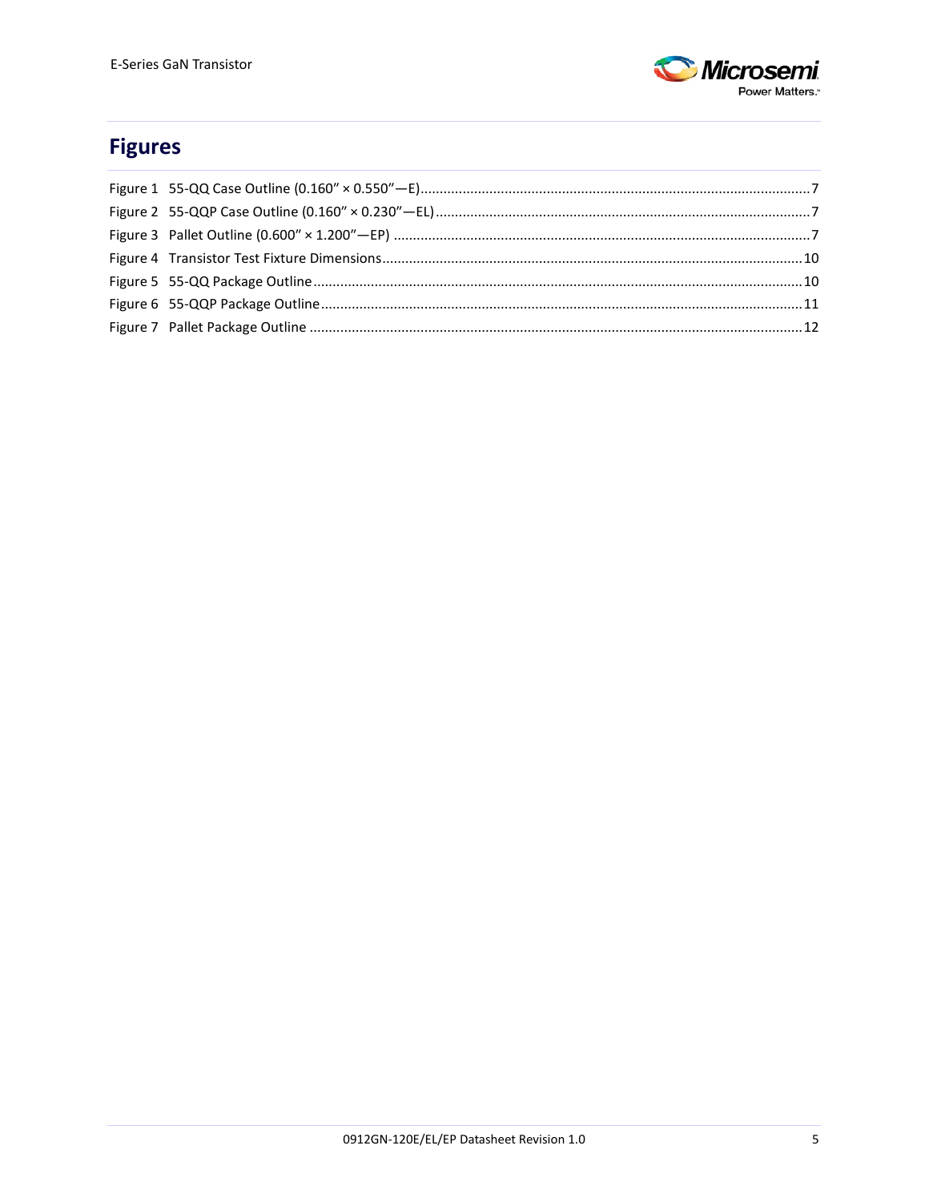# Figures

Figure 1 55-QQ Case Outline (0.160″ × 0.550″—E)....................................................................................................7
Figure 2 55-QQP Case Outline (0.160″ × 0.230″—EL)................................................................................................7
Figure 3 Pallet Outline (0.600″ × 1.200″—EP) ...........................................................................................................7
Figure 4 Transistor Test Fixture Dimensions............................................................................................................10
Figure 5 55-QQ Package Outline.............................................................................................................................10
Figure 6 55-QQP Package Outline...........................................................................................................................11
Figure 7 Pallet Package Outline ..............................................................................................................................12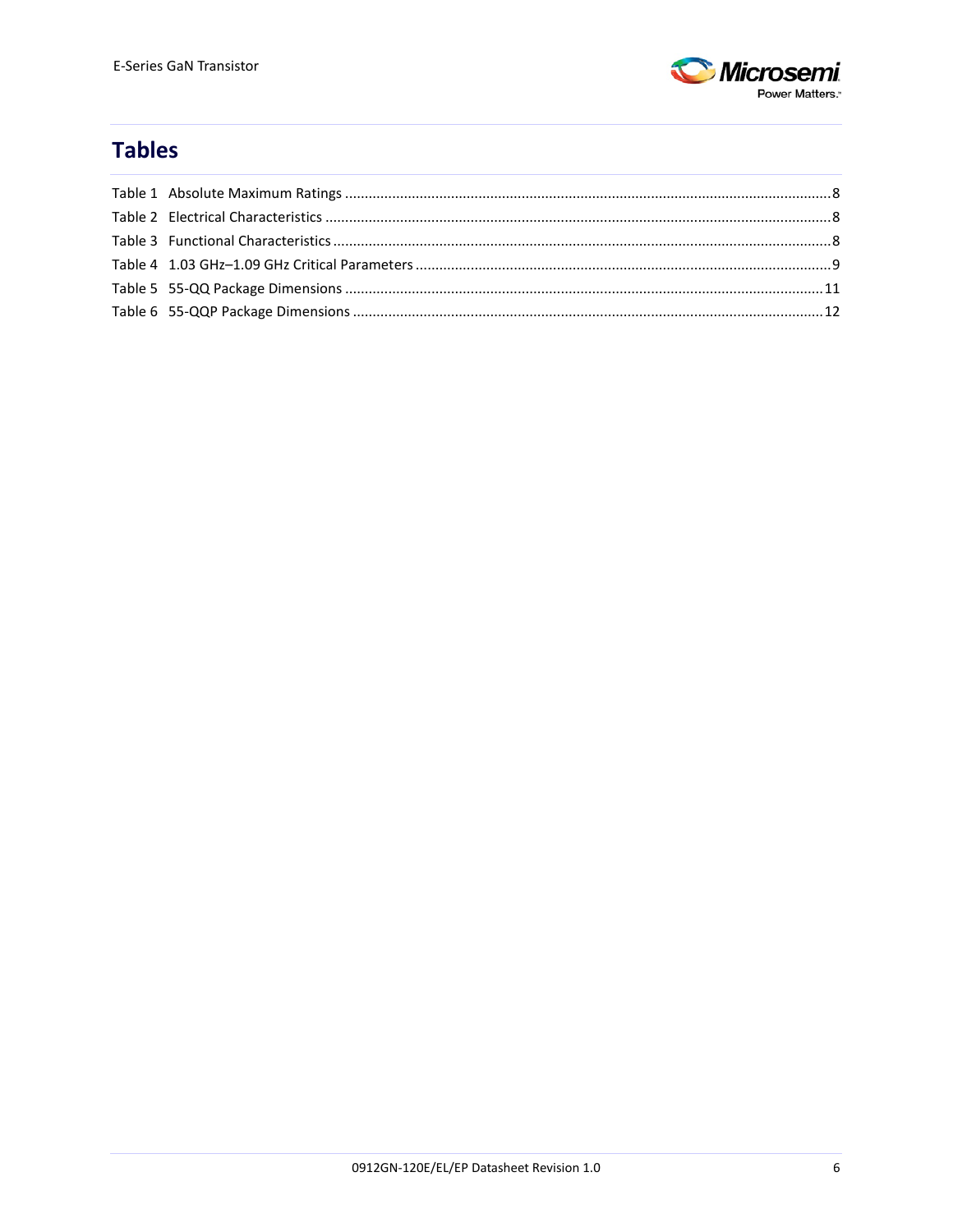# Tables

Table 1 Absolute Maximum Ratings ........................................................................................................8
Table 2 Electrical Characteristics ............................................................................................................8
Table 3 Functional Characteristics ..........................................................................................................8
Table 4 1.03 GHz–1.09 GHz Critical Parameters .....................................................................................9
Table 5 55-QQ Package Dimensions ......................................................................................................11
Table 6 55-QQP Package Dimensions ....................................................................................................12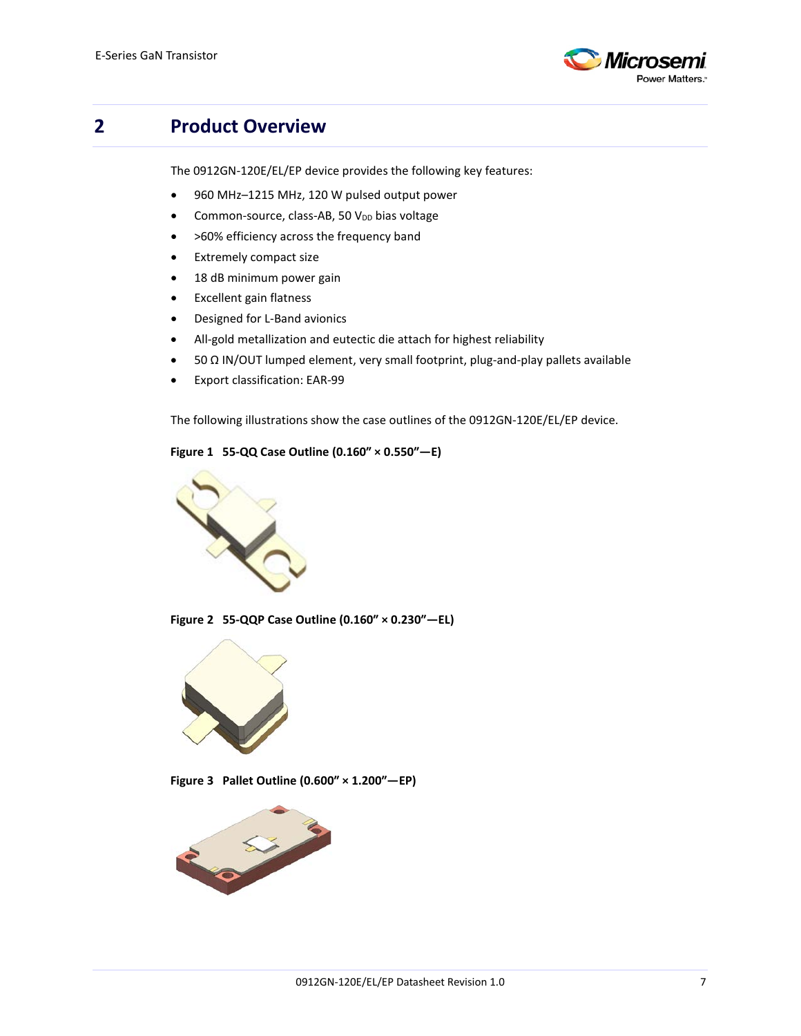# 2 Product Overview

The 0912GN-120E/EL/EP device provides the following key features:

- 960 MHz–1215 MHz, 120 W pulsed output power
- Common-source, class-AB, 50 $V_{DD}$ bias voltage
- >60% efficiency across the frequency band
- Extremely compact size
- 18 dB minimum power gain
- Excellent gain flatness
- Designed for L-Band avionics
- All-gold metallization and eutectic die attach for highest reliability
- 50 Ω IN/OUT lumped element, very small footprint, plug-and-play pallets available
- Export classification: EAR-99

The following illustrations show the case outlines of the 0912GN-120E/EL/EP device.

**Figure 1 55-QQ Case Outline (0.160" × 0.550"—E)**

**Figure 2 55-QQP Case Outline (0.160" × 0.230"—EL)**

**Figure 3 Pallet Outline (0.600" × 1.200"—EP)**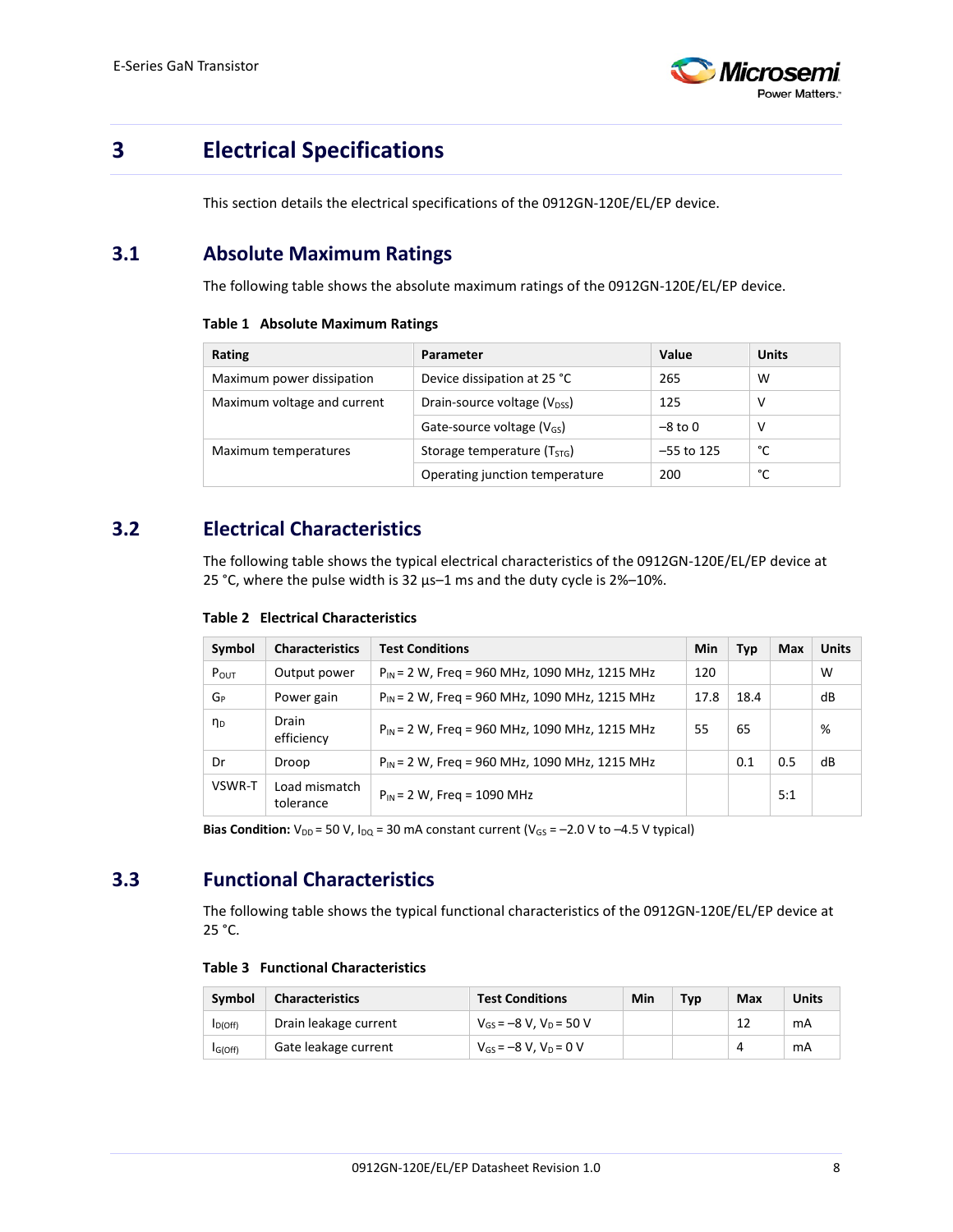# 3 Electrical Specifications

This section details the electrical specifications of the 0912GN-120E/EL/EP device.

## 3.1 Absolute Maximum Ratings

The following table shows the absolute maximum ratings of the 0912GN-120E/EL/EP device.

**Table 1 Absolute Maximum Ratings**

| Rating | Parameter | Value | Units |
|---|---|---|---|
| Maximum power dissipation | Device dissipation at 25 °C | 265 | W |
| Maximum voltage and current | Drain-source voltage ($V_{DSS}$) | 125 | V |
| | Gate-source voltage ($V_{GS}$) | –8 to 0 | V |
| Maximum temperatures | Storage temperature ($T_{STG}$) | –55 to 125 | °C |
| | Operating junction temperature | 200 | °C |

## 3.2 Electrical Characteristics

The following table shows the typical electrical characteristics of the 0912GN-120E/EL/EP device at 25 °C, where the pulse width is 32 µs–1 ms and the duty cycle is 2%–10%.

**Table 2 Electrical Characteristics**

| Symbol | Characteristics | Test Conditions | Min | Typ | Max | Units |
|---|---|---|---|---|---|---|
| $P_{OUT}$ | Output power | $P_{IN}$ = 2 W, Freq = 960 MHz, 1090 MHz, 1215 MHz | 120 | | | W |
| $G_P$ | Power gain | $P_{IN}$ = 2 W, Freq = 960 MHz, 1090 MHz, 1215 MHz | 17.8 | 18.4 | | dB |
| $\eta_D$ | Drain efficiency | $P_{IN}$ = 2 W, Freq = 960 MHz, 1090 MHz, 1215 MHz | 55 | 65 | | % |
| Dr | Droop | $P_{IN}$ = 2 W, Freq = 960 MHz, 1090 MHz, 1215 MHz | | 0.1 | 0.5 | dB |
| VSWR-T | Load mismatch tolerance | $P_{IN}$ = 2 W, Freq = 1090 MHz | | | 5:1 | |

**Bias Condition:** $V_{DD}$ = 50 V, $I_{DQ}$ = 30 mA constant current ($V_{GS}$ = –2.0 V to –4.5 V typical)

## 3.3 Functional Characteristics

The following table shows the typical functional characteristics of the 0912GN-120E/EL/EP device at 25 °C.

**Table 3 Functional Characteristics**

| Symbol | Characteristics | Test Conditions | Min | Typ | Max | Units |
|---|---|---|---|---|---|---|
| $I_{D(Off)}$ | Drain leakage current | $V_{GS}$ = –8 V, $V_D$ = 50 V | | | 12 | mA |
| $I_{G(Off)}$ | Gate leakage current | $V_{GS}$ = –8 V, $V_D$ = 0 V | | | 4 | mA |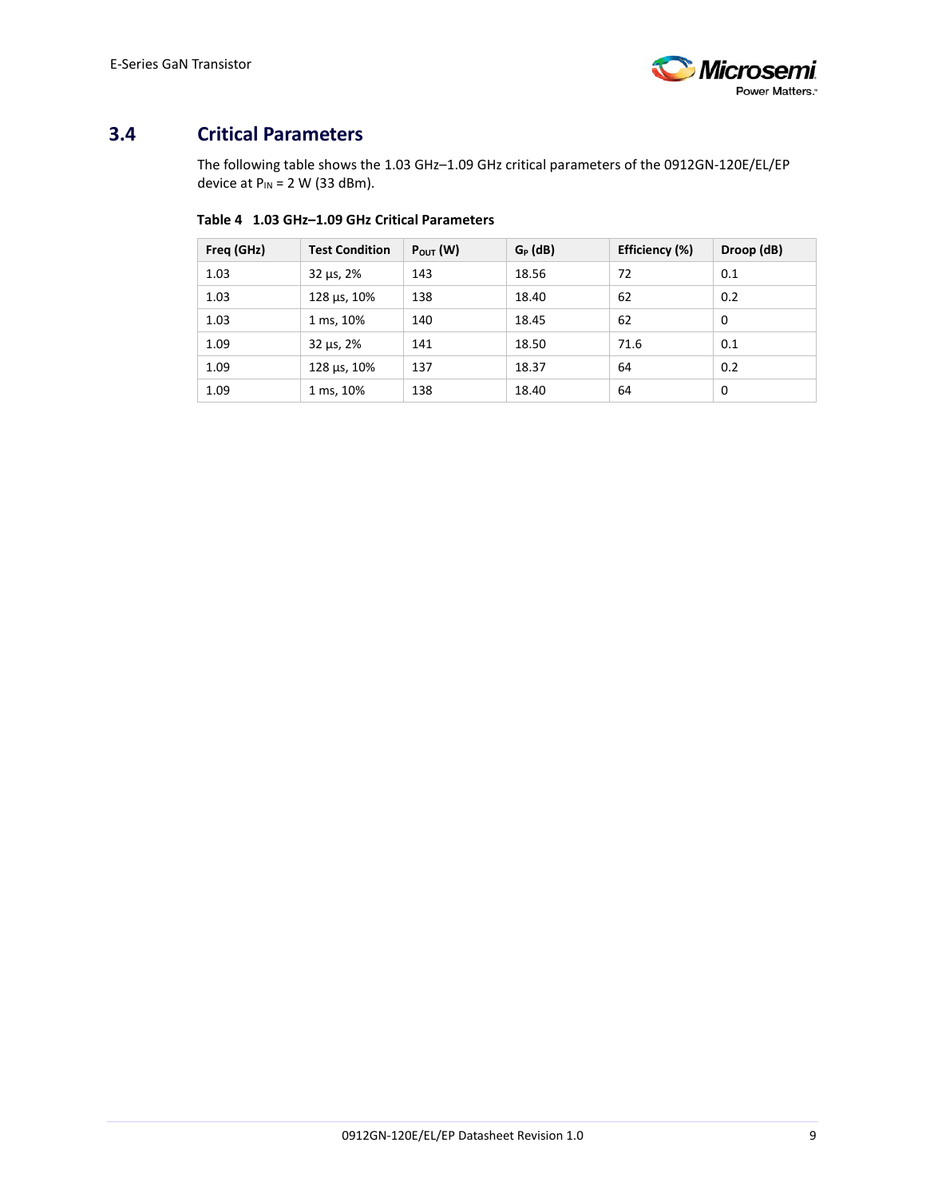## 3.4 Critical Parameters

The following table shows the 1.03 GHz–1.09 GHz critical parameters of the 0912GN-120E/EL/EP device at $P_{IN}$ = 2 W (33 dBm).

**Table 4 1.03 GHz–1.09 GHz Critical Parameters**

| Freq (GHz) | Test Condition | $P_{OUT}$ (W) | $G_P$ (dB) | Efficiency (%) | Droop (dB) |
|---|---|---|---|---|---|
| 1.03 | 32 µs, 2% | 143 | 18.56 | 72 | 0.1 |
| 1.03 | 128 µs, 10% | 138 | 18.40 | 62 | 0.2 |
| 1.03 | 1 ms, 10% | 140 | 18.45 | 62 | 0 |
| 1.09 | 32 µs, 2% | 141 | 18.50 | 71.6 | 0.1 |
| 1.09 | 128 µs, 10% | 137 | 18.37 | 64 | 0.2 |
| 1.09 | 1 ms, 10% | 138 | 18.40 | 64 | 0 |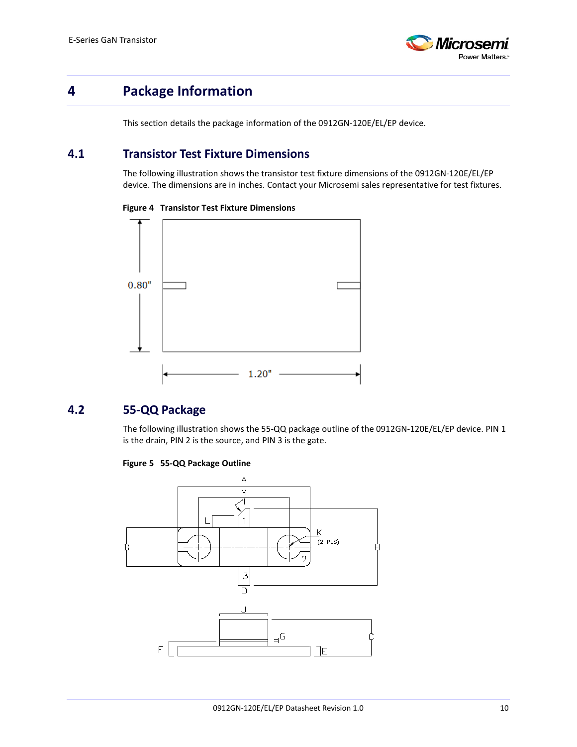# 4 Package Information

This section details the package information of the 0912GN-120E/EL/EP device.

## 4.1 Transistor Test Fixture Dimensions

The following illustration shows the transistor test fixture dimensions of the 0912GN-120E/EL/EP device. The dimensions are in inches. Contact your Microsemi sales representative for test fixtures.

**Figure 4 Transistor Test Fixture Dimensions**

## 4.2 55-QQ Package

The following illustration shows the 55-QQ package outline of the 0912GN-120E/EL/EP device. PIN 1 is the drain, PIN 2 is the source, and PIN 3 is the gate.

**Figure 5 55-QQ Package Outline**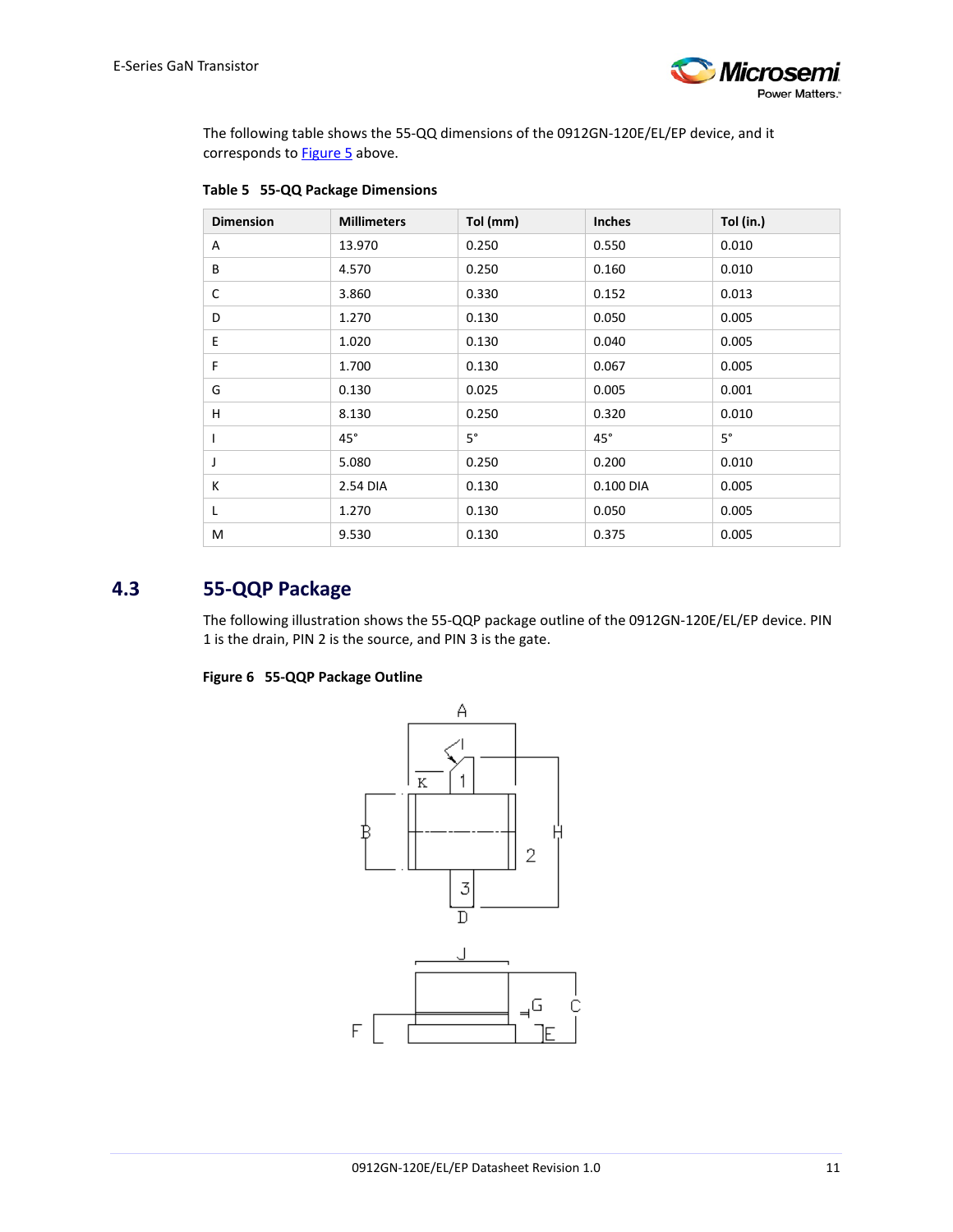The following table shows the 55-QQ dimensions of the 0912GN-120E/EL/EP device, and it corresponds to Figure 5 above.

**Table 5 55-QQ Package Dimensions**

| Dimension | Millimeters | Tol (mm) | Inches | Tol (in.) |
|---|---|---|---|---|
| A | 13.970 | 0.250 | 0.550 | 0.010 |
| B | 4.570 | 0.250 | 0.160 | 0.010 |
| C | 3.860 | 0.330 | 0.152 | 0.013 |
| D | 1.270 | 0.130 | 0.050 | 0.005 |
| E | 1.020 | 0.130 | 0.040 | 0.005 |
| F | 1.700 | 0.130 | 0.067 | 0.005 |
| G | 0.130 | 0.025 | 0.005 | 0.001 |
| H | 8.130 | 0.250 | 0.320 | 0.010 |
| I | 45° | 5° | 45° | 5° |
| J | 5.080 | 0.250 | 0.200 | 0.010 |
| K | 2.54 DIA | 0.130 | 0.100 DIA | 0.005 |
| L | 1.270 | 0.130 | 0.050 | 0.005 |
| M | 9.530 | 0.130 | 0.375 | 0.005 |

## 4.3 55-QQP Package

The following illustration shows the 55-QQP package outline of the 0912GN-120E/EL/EP device. PIN 1 is the drain, PIN 2 is the source, and PIN 3 is the gate.

**Figure 6 55-QQP Package Outline**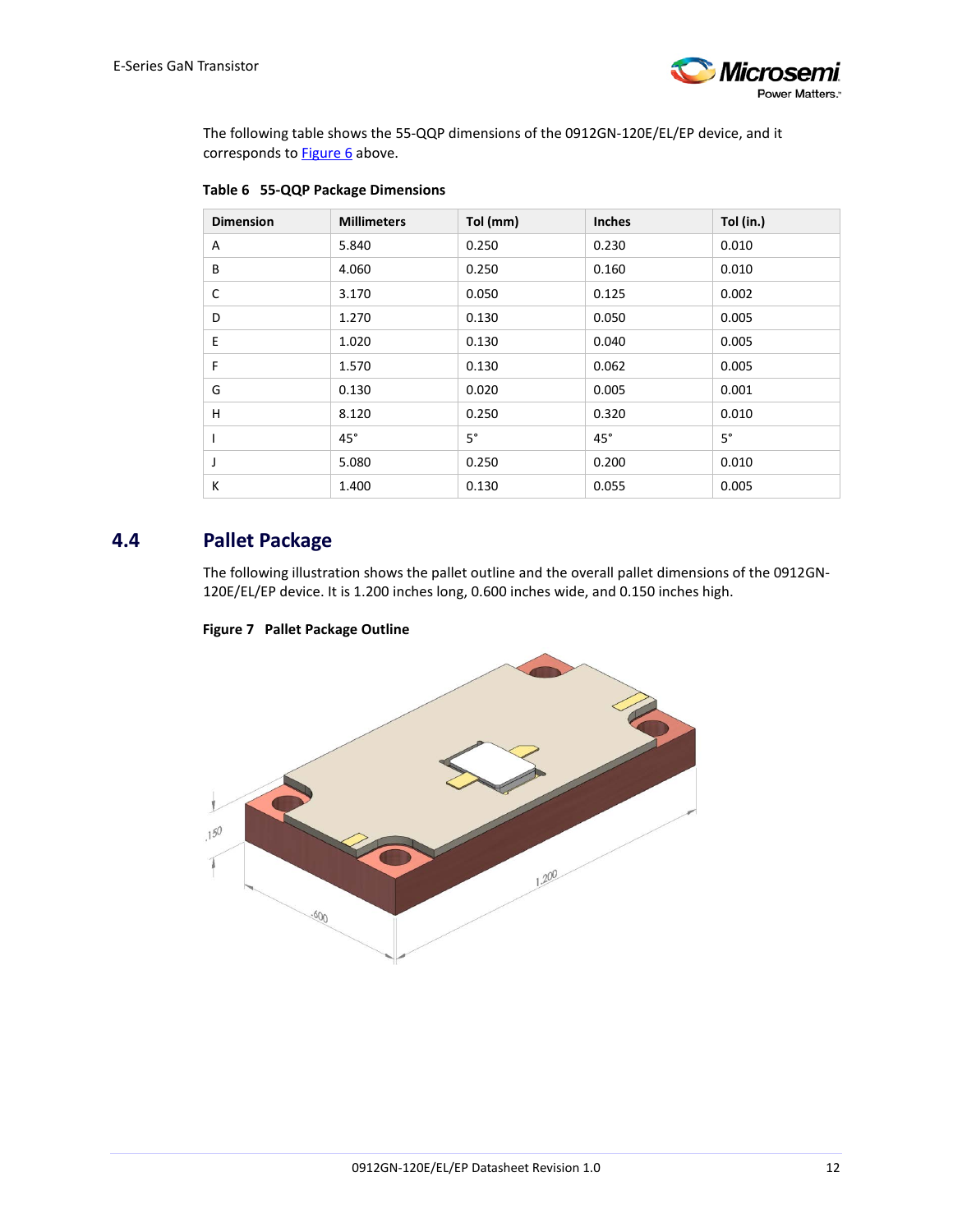The following table shows the 55-QQP dimensions of the 0912GN-120E/EL/EP device, and it corresponds to Figure 6 above.

**Table 6 55-QQP Package Dimensions**

| Dimension | Millimeters | Tol (mm) | Inches | Tol (in.) |
|---|---|---|---|---|
| A | 5.840 | 0.250 | 0.230 | 0.010 |
| B | 4.060 | 0.250 | 0.160 | 0.010 |
| C | 3.170 | 0.050 | 0.125 | 0.002 |
| D | 1.270 | 0.130 | 0.050 | 0.005 |
| E | 1.020 | 0.130 | 0.040 | 0.005 |
| F | 1.570 | 0.130 | 0.062 | 0.005 |
| G | 0.130 | 0.020 | 0.005 | 0.001 |
| H | 8.120 | 0.250 | 0.320 | 0.010 |
| I | 45° | 5° | 45° | 5° |
| J | 5.080 | 0.250 | 0.200 | 0.010 |
| K | 1.400 | 0.130 | 0.055 | 0.005 |

## 4.4 Pallet Package

The following illustration shows the pallet outline and the overall pallet dimensions of the 0912GN-120E/EL/EP device. It is 1.200 inches long, 0.600 inches wide, and 0.150 inches high.

**Figure 7 Pallet Package Outline**

.150

.600

1.200